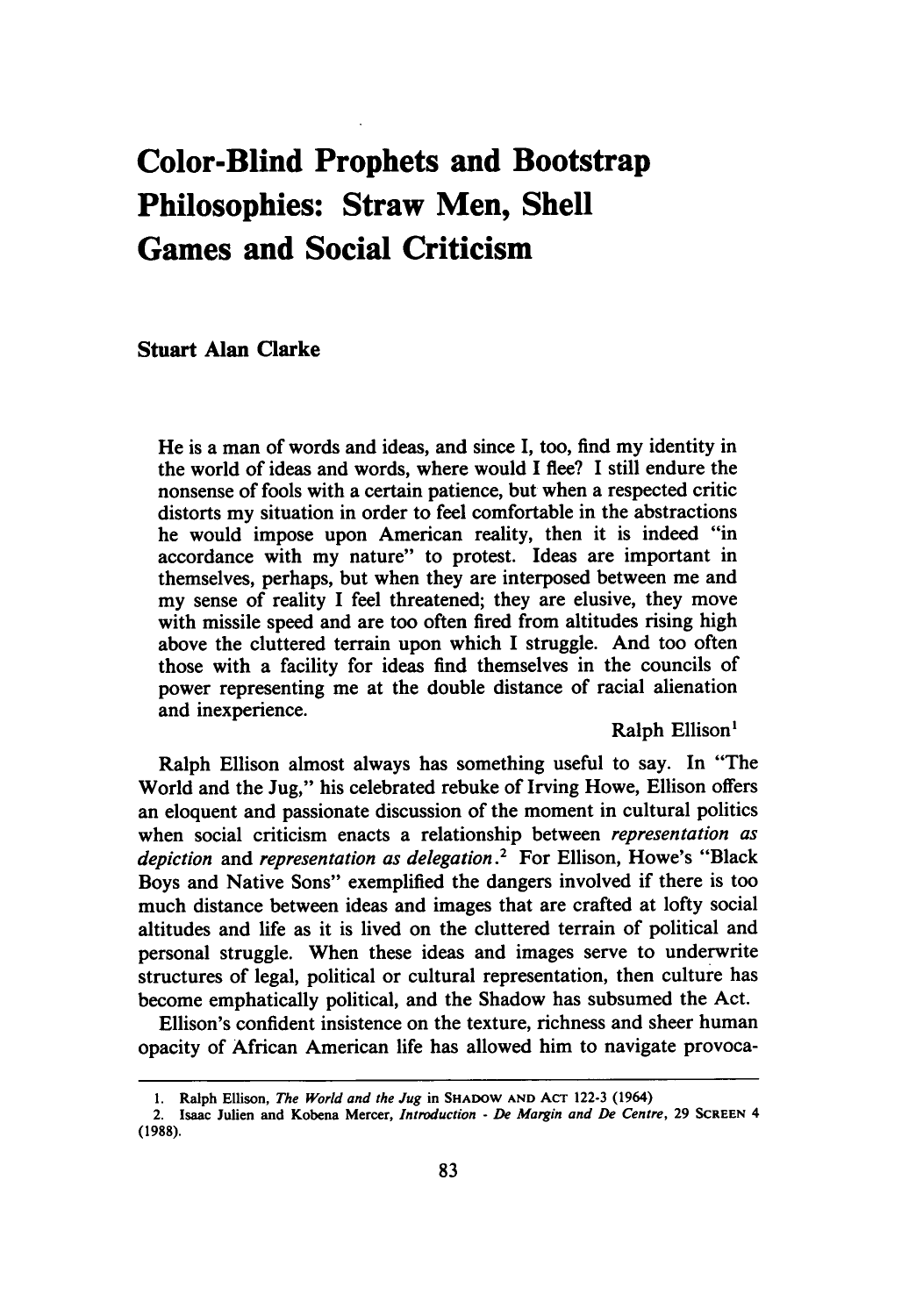# Color-Blind Prophets and Bootstrap Philosophies: Straw Men, Shell Games and Social Criticism

**Stuart Alan Clarke**

> He is a man of words and ideas, and since I, too, find my identity in the world of ideas and words, where would I flee? I still endure the nonsense of fools with a certain patience, but when a respected critic distorts my situation in order to feel comfortable in the abstractions he would impose upon American reality, then it is indeed "in accordance with my nature" to protest. Ideas are important in themselves, perhaps, but when they are interposed between me and my sense of reality I feel threatened; they are elusive, they move with missile speed and are too often fired from altitudes rising high above the cluttered terrain upon which I struggle. And too often those with a facility for ideas find themselves in the councils of power representing me at the double distance of racial alienation and inexperience.
>
> Ralph Ellison[1]

Ralph Ellison almost always has something useful to say. In "The World and the Jug," his celebrated rebuke of Irving Howe, Ellison offers an eloquent and passionate discussion of the moment in cultural politics when social criticism enacts a relationship between *representation as depiction* and *representation as delegation*.[2] For Ellison, Howe's "Black Boys and Native Sons" exemplified the dangers involved if there is too much distance between ideas and images that are crafted at lofty social altitudes and life as it is lived on the cluttered terrain of political and personal struggle. When these ideas and images serve to underwrite structures of legal, political or cultural representation, then culture has become emphatically political, and the Shadow has subsumed the Act.

Ellison's confident insistence on the texture, richness and sheer human opacity of African American life has allowed him to navigate provoca-

---

1. Ralph Ellison, *The World and the Jug* in SHADOW AND ACT 122-3 (1964)
2. Isaac Julien and Kobena Mercer, *Introduction - De Margin and De Centre*, 29 SCREEN 4 (1988).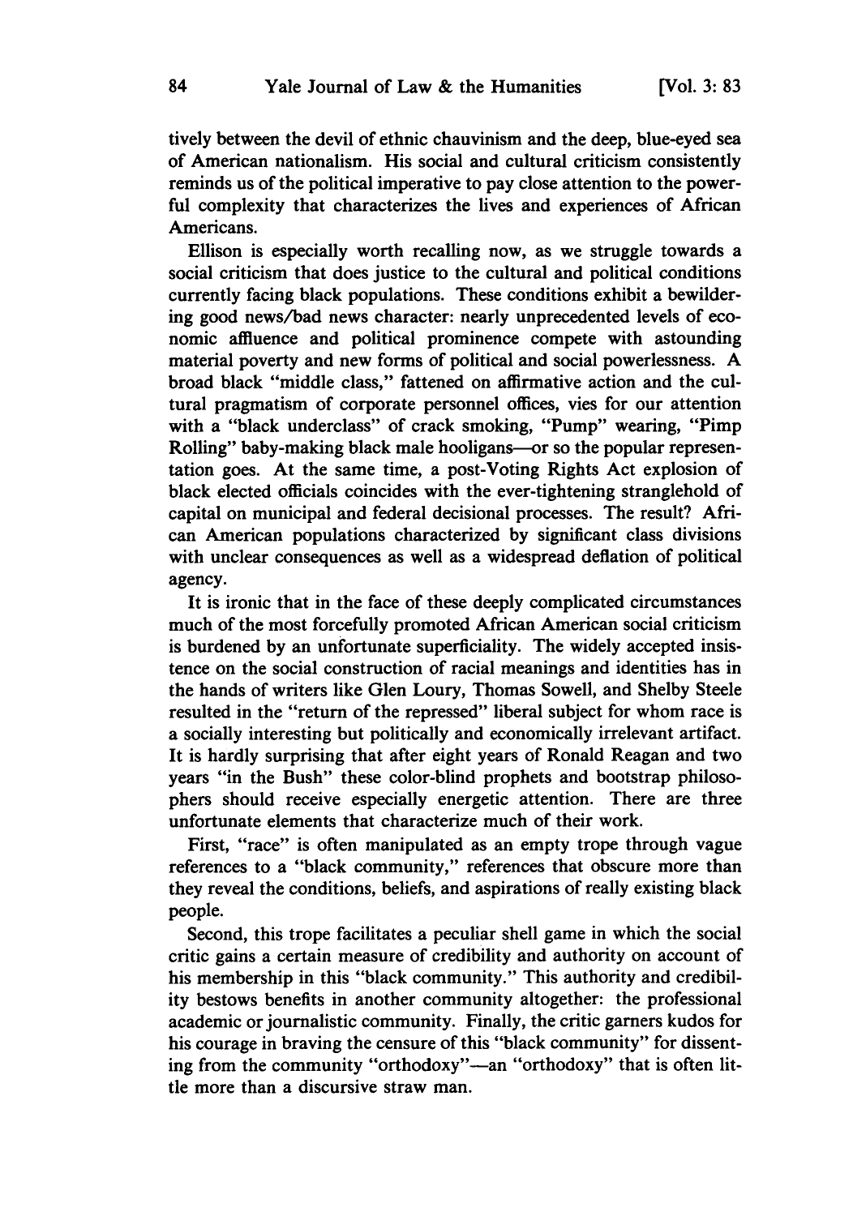tively between the devil of ethnic chauvinism and the deep, blue-eyed sea of American nationalism. His social and cultural criticism consistently reminds us of the political imperative to pay close attention to the powerful complexity that characterizes the lives and experiences of African Americans.

Ellison is especially worth recalling now, as we struggle towards a social criticism that does justice to the cultural and political conditions currently facing black populations. These conditions exhibit a bewildering good news/bad news character: nearly unprecedented levels of economic affluence and political prominence compete with astounding material poverty and new forms of political and social powerlessness. A broad black "middle class," fattened on affirmative action and the cultural pragmatism of corporate personnel offices, vies for our attention with a "black underclass" of crack smoking, "Pump" wearing, "Pimp Rolling" baby-making black male hooligans—or so the popular representation goes. At the same time, a post-Voting Rights Act explosion of black elected officials coincides with the ever-tightening stranglehold of capital on municipal and federal decisional processes. The result? African American populations characterized by significant class divisions with unclear consequences as well as a widespread deflation of political agency.

It is ironic that in the face of these deeply complicated circumstances much of the most forcefully promoted African American social criticism is burdened by an unfortunate superficiality. The widely accepted insistence on the social construction of racial meanings and identities has in the hands of writers like Glen Loury, Thomas Sowell, and Shelby Steele resulted in the "return of the repressed" liberal subject for whom race is a socially interesting but politically and economically irrelevant artifact. It is hardly surprising that after eight years of Ronald Reagan and two years "in the Bush" these color-blind prophets and bootstrap philosophers should receive especially energetic attention. There are three unfortunate elements that characterize much of their work.

First, "race" is often manipulated as an empty trope through vague references to a "black community," references that obscure more than they reveal the conditions, beliefs, and aspirations of really existing black people.

Second, this trope facilitates a peculiar shell game in which the social critic gains a certain measure of credibility and authority on account of his membership in this "black community." This authority and credibility bestows benefits in another community altogether: the professional academic or journalistic community. Finally, the critic garners kudos for his courage in braving the censure of this "black community" for dissenting from the community "orthodoxy"—an "orthodoxy" that is often little more than a discursive straw man.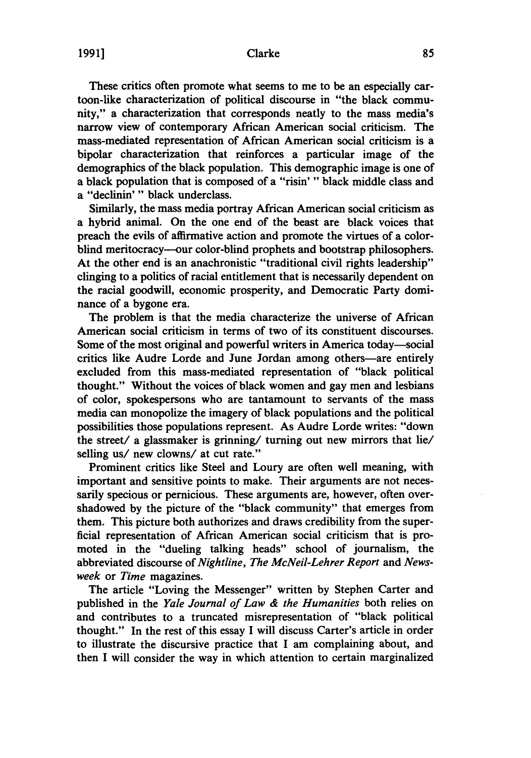These critics often promote what seems to me to be an especially cartoon-like characterization of political discourse in "the black community," a characterization that corresponds neatly to the mass media's narrow view of contemporary African American social criticism. The mass-mediated representation of African American social criticism is a bipolar characterization that reinforces a particular image of the demographics of the black population. This demographic image is one of a black population that is composed of a "risin' " black middle class and a "declinin' " black underclass.

Similarly, the mass media portray African American social criticism as a hybrid animal. On the one end of the beast are black voices that preach the evils of affirmative action and promote the virtues of a color-blind meritocracy—our color-blind prophets and bootstrap philosophers. At the other end is an anachronistic "traditional civil rights leadership" clinging to a politics of racial entitlement that is necessarily dependent on the racial goodwill, economic prosperity, and Democratic Party dominance of a bygone era.

The problem is that the media characterize the universe of African American social criticism in terms of two of its constituent discourses. Some of the most original and powerful writers in America today—social critics like Audre Lorde and June Jordan among others—are entirely excluded from this mass-mediated representation of "black political thought." Without the voices of black women and gay men and lesbians of color, spokespersons who are tantamount to servants of the mass media can monopolize the imagery of black populations and the political possibilities those populations represent. As Audre Lorde writes: "down the street/ a glassmaker is grinning/ turning out new mirrors that lie/ selling us/ new clowns/ at cut rate."

Prominent critics like Steel and Loury are often well meaning, with important and sensitive points to make. Their arguments are not necessarily specious or pernicious. These arguments are, however, often overshadowed by the picture of the "black community" that emerges from them. This picture both authorizes and draws credibility from the superficial representation of African American social criticism that is promoted in the "dueling talking heads" school of journalism, the abbreviated discourse of *Nightline*, *The McNeil-Lehrer Report* and *Newsweek* or *Time* magazines.

The article "Loving the Messenger" written by Stephen Carter and published in the *Yale Journal of Law & the Humanities* both relies on and contributes to a truncated misrepresentation of "black political thought." In the rest of this essay I will discuss Carter's article in order to illustrate the discursive practice that I am complaining about, and then I will consider the way in which attention to certain marginalized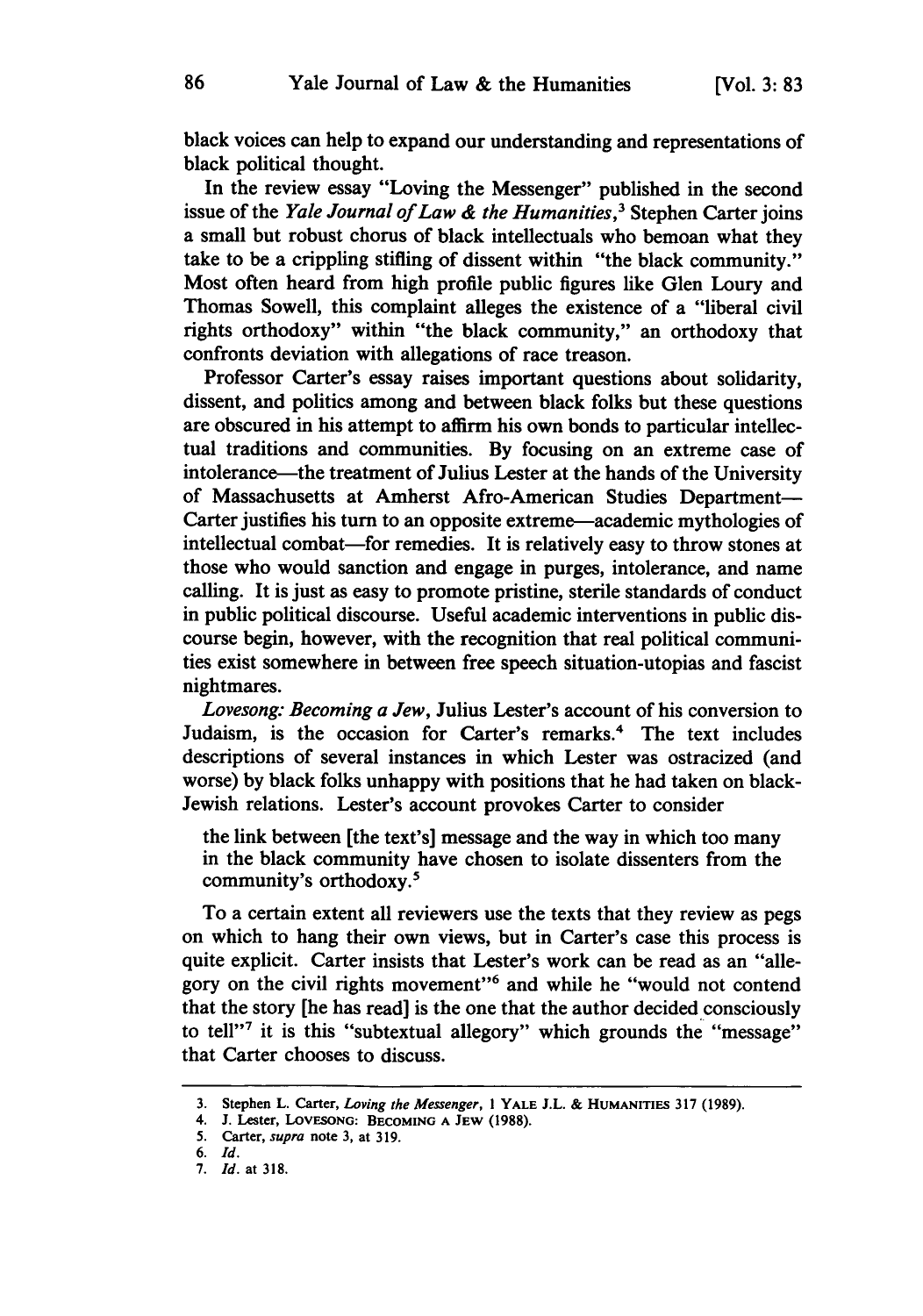black voices can help to expand our understanding and representations of black political thought.

In the review essay "Loving the Messenger" published in the second issue of the *Yale Journal of Law & the Humanities*,[3] Stephen Carter joins a small but robust chorus of black intellectuals who bemoan what they take to be a crippling stifling of dissent within "the black community." Most often heard from high profile public figures like Glen Loury and Thomas Sowell, this complaint alleges the existence of a "liberal civil rights orthodoxy" within "the black community," an orthodoxy that confronts deviation with allegations of race treason.

Professor Carter's essay raises important questions about solidarity, dissent, and politics among and between black folks but these questions are obscured in his attempt to affirm his own bonds to particular intellectual traditions and communities. By focusing on an extreme case of intolerance—the treatment of Julius Lester at the hands of the University of Massachusetts at Amherst Afro-American Studies Department—Carter justifies his turn to an opposite extreme—academic mythologies of intellectual combat—for remedies. It is relatively easy to throw stones at those who would sanction and engage in purges, intolerance, and name calling. It is just as easy to promote pristine, sterile standards of conduct in public political discourse. Useful academic interventions in public discourse begin, however, with the recognition that real political communities exist somewhere in between free speech situation-utopias and fascist nightmares.

*Lovesong: Becoming a Jew*, Julius Lester's account of his conversion to Judaism, is the occasion for Carter's remarks.[4] The text includes descriptions of several instances in which Lester was ostracized (and worse) by black folks unhappy with positions that he had taken on black-Jewish relations. Lester's account provokes Carter to consider

> the link between [the text's] message and the way in which too many in the black community have chosen to isolate dissenters from the community's orthodoxy.[5]

To a certain extent all reviewers use the texts that they review as pegs on which to hang their own views, but in Carter's case this process is quite explicit. Carter insists that Lester's work can be read as an "allegory on the civil rights movement"[6] and while he "would not contend that the story [he has read] is the one that the author decided consciously to tell"[7] it is this "subtextual allegory" which grounds the "message" that Carter chooses to discuss.

---

3. Stephen L. Carter, *Loving the Messenger*, 1 YALE J.L. & HUMANITIES 317 (1989).
4. J. Lester, LOVESONG: BECOMING A JEW (1988).
5. Carter, *supra* note 3, at 319.
6. *Id.*
7. *Id.* at 318.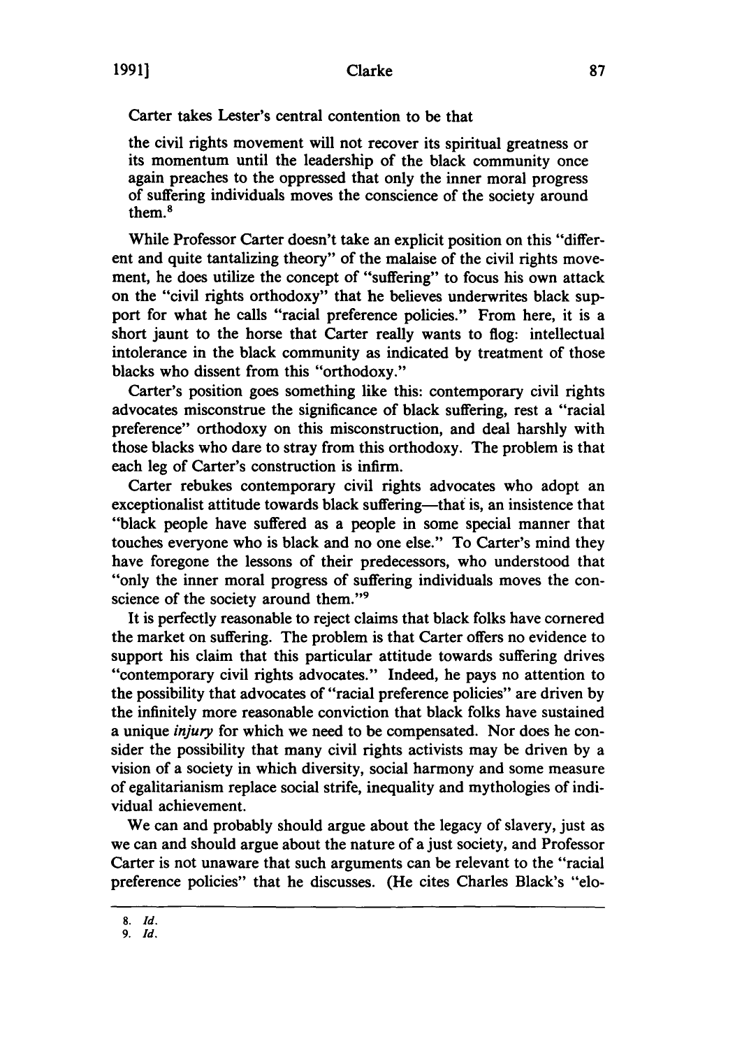Carter takes Lester's central contention to be that

> the civil rights movement will not recover its spiritual greatness or its momentum until the leadership of the black community once again preaches to the oppressed that only the inner moral progress of suffering individuals moves the conscience of the society around them.[8]

While Professor Carter doesn't take an explicit position on this "different and quite tantalizing theory" of the malaise of the civil rights movement, he does utilize the concept of "suffering" to focus his own attack on the "civil rights orthodoxy" that he believes underwrites black support for what he calls "racial preference policies." From here, it is a short jaunt to the horse that Carter really wants to flog: intellectual intolerance in the black community as indicated by treatment of those blacks who dissent from this "orthodoxy."

Carter's position goes something like this: contemporary civil rights advocates misconstrue the significance of black suffering, rest a "racial preference" orthodoxy on this misconstruction, and deal harshly with those blacks who dare to stray from this orthodoxy. The problem is that each leg of Carter's construction is infirm.

Carter rebukes contemporary civil rights advocates who adopt an exceptionalist attitude towards black suffering—that is, an insistence that "black people have suffered as a people in some special manner that touches everyone who is black and no one else." To Carter's mind they have foregone the lessons of their predecessors, who understood that "only the inner moral progress of suffering individuals moves the conscience of the society around them."[9]

It is perfectly reasonable to reject claims that black folks have cornered the market on suffering. The problem is that Carter offers no evidence to support his claim that this particular attitude towards suffering drives "contemporary civil rights advocates." Indeed, he pays no attention to the possibility that advocates of "racial preference policies" are driven by the infinitely more reasonable conviction that black folks have sustained a unique *injury* for which we need to be compensated. Nor does he consider the possibility that many civil rights activists may be driven by a vision of a society in which diversity, social harmony and some measure of egalitarianism replace social strife, inequality and mythologies of individual achievement.

We can and probably should argue about the legacy of slavery, just as we can and should argue about the nature of a just society, and Professor Carter is not unaware that such arguments can be relevant to the "racial preference policies" that he discusses. (He cites Charles Black's "elo-

---

8. *Id.*
9. *Id.*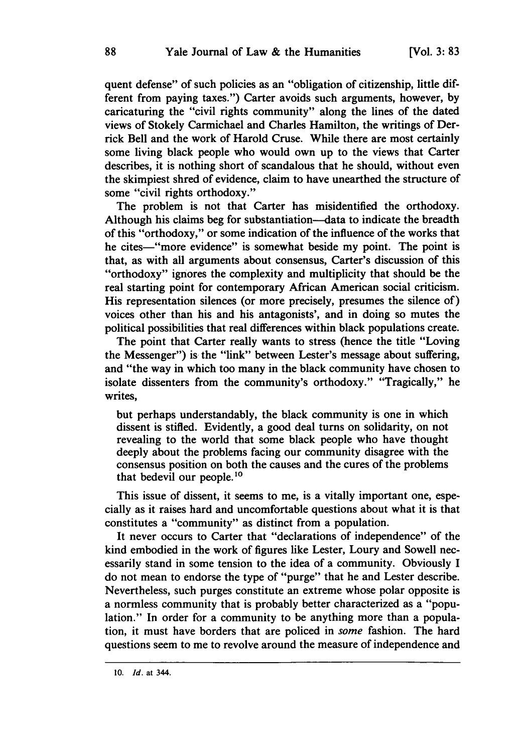quent defense" of such policies as an "obligation of citizenship, little different from paying taxes.") Carter avoids such arguments, however, by caricaturing the "civil rights community" along the lines of the dated views of Stokely Carmichael and Charles Hamilton, the writings of Derrick Bell and the work of Harold Cruse. While there are most certainly some living black people who would own up to the views that Carter describes, it is nothing short of scandalous that he should, without even the skimpiest shred of evidence, claim to have unearthed the structure of some "civil rights orthodoxy."

The problem is not that Carter has misidentified the orthodoxy. Although his claims beg for substantiation—data to indicate the breadth of this "orthodoxy," or some indication of the influence of the works that he cites—"more evidence" is somewhat beside my point. The point is that, as with all arguments about consensus, Carter's discussion of this "orthodoxy" ignores the complexity and multiplicity that should be the real starting point for contemporary African American social criticism. His representation silences (or more precisely, presumes the silence of) voices other than his and his antagonists', and in doing so mutes the political possibilities that real differences within black populations create.

The point that Carter really wants to stress (hence the title "Loving the Messenger") is the "link" between Lester's message about suffering, and "the way in which too many in the black community have chosen to isolate dissenters from the community's orthodoxy." "Tragically," he writes,

> but perhaps understandably, the black community is one in which dissent is stifled. Evidently, a good deal turns on solidarity, on not revealing to the world that some black people who have thought deeply about the problems facing our community disagree with the consensus position on both the causes and the cures of the problems that bedevil our people.[10]

This issue of dissent, it seems to me, is a vitally important one, especially as it raises hard and uncomfortable questions about what it is that constitutes a "community" as distinct from a population.

It never occurs to Carter that "declarations of independence" of the kind embodied in the work of figures like Lester, Loury and Sowell necessarily stand in some tension to the idea of a community. Obviously I do not mean to endorse the type of "purge" that he and Lester describe. Nevertheless, such purges constitute an extreme whose polar opposite is a normless community that is probably better characterized as a "population." In order for a community to be anything more than a population, it must have borders that are policed in *some* fashion. The hard questions seem to me to revolve around the measure of independence and

10. *Id.* at 344.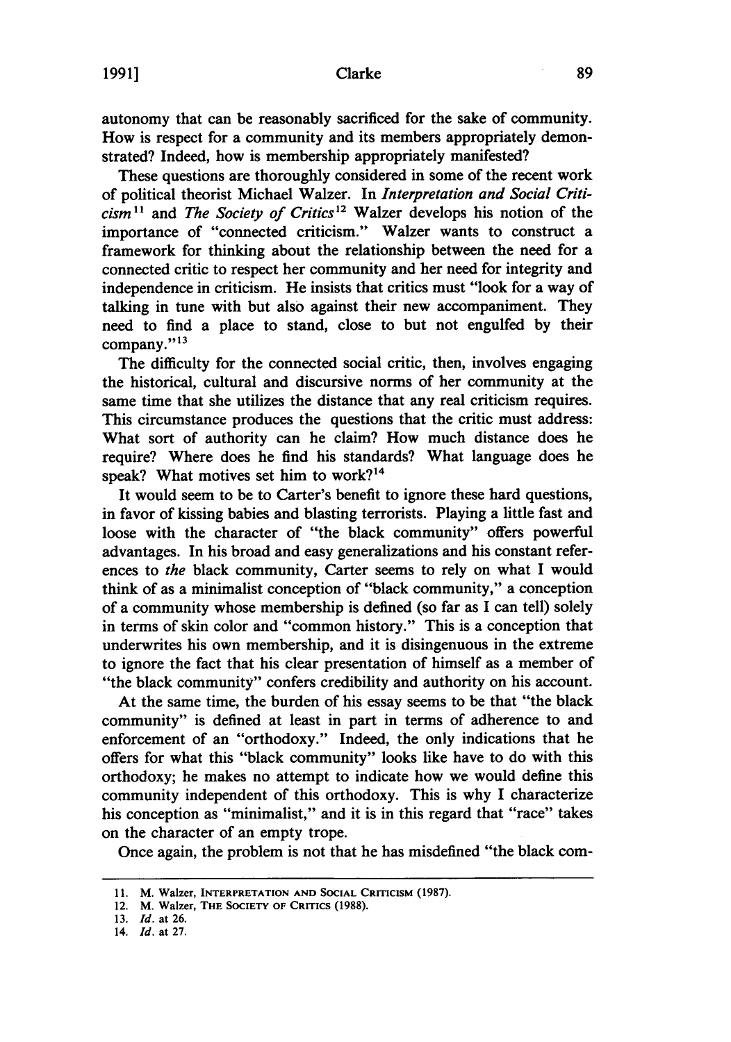autonomy that can be reasonably sacrificed for the sake of community. How is respect for a community and its members appropriately demonstrated? Indeed, how is membership appropriately manifested?

These questions are thoroughly considered in some of the recent work of political theorist Michael Walzer. In *Interpretation and Social Criticism*[11] and *The Society of Critics*[12] Walzer develops his notion of the importance of "connected criticism." Walzer wants to construct a framework for thinking about the relationship between the need for a connected critic to respect her community and her need for integrity and independence in criticism. He insists that critics must "look for a way of talking in tune with but also against their new accompaniment. They need to find a place to stand, close to but not engulfed by their company."[13]

The difficulty for the connected social critic, then, involves engaging the historical, cultural and discursive norms of her community at the same time that she utilizes the distance that any real criticism requires. This circumstance produces the questions that the critic must address: What sort of authority can he claim? How much distance does he require? Where does he find his standards? What language does he speak? What motives set him to work?[14]

It would seem to be to Carter's benefit to ignore these hard questions, in favor of kissing babies and blasting terrorists. Playing a little fast and loose with the character of "the black community" offers powerful advantages. In his broad and easy generalizations and his constant references to *the* black community, Carter seems to rely on what I would think of as a minimalist conception of "black community," a conception of a community whose membership is defined (so far as I can tell) solely in terms of skin color and "common history." This is a conception that underwrites his own membership, and it is disingenuous in the extreme to ignore the fact that his clear presentation of himself as a member of "the black community" confers credibility and authority on his account.

At the same time, the burden of his essay seems to be that "the black community" is defined at least in part in terms of adherence to and enforcement of an "orthodoxy." Indeed, the only indications that he offers for what this "black community" looks like have to do with this orthodoxy; he makes no attempt to indicate how we would define this community independent of this orthodoxy. This is why I characterize his conception as "minimalist," and it is in this regard that "race" takes on the character of an empty trope.

Once again, the problem is not that he has misdefined "the black com-

---

11. M. Walzer, INTERPRETATION AND SOCIAL CRITICISM (1987).

12. M. Walzer, THE SOCIETY OF CRITICS (1988).

13. *Id.* at 26.

14. *Id.* at 27.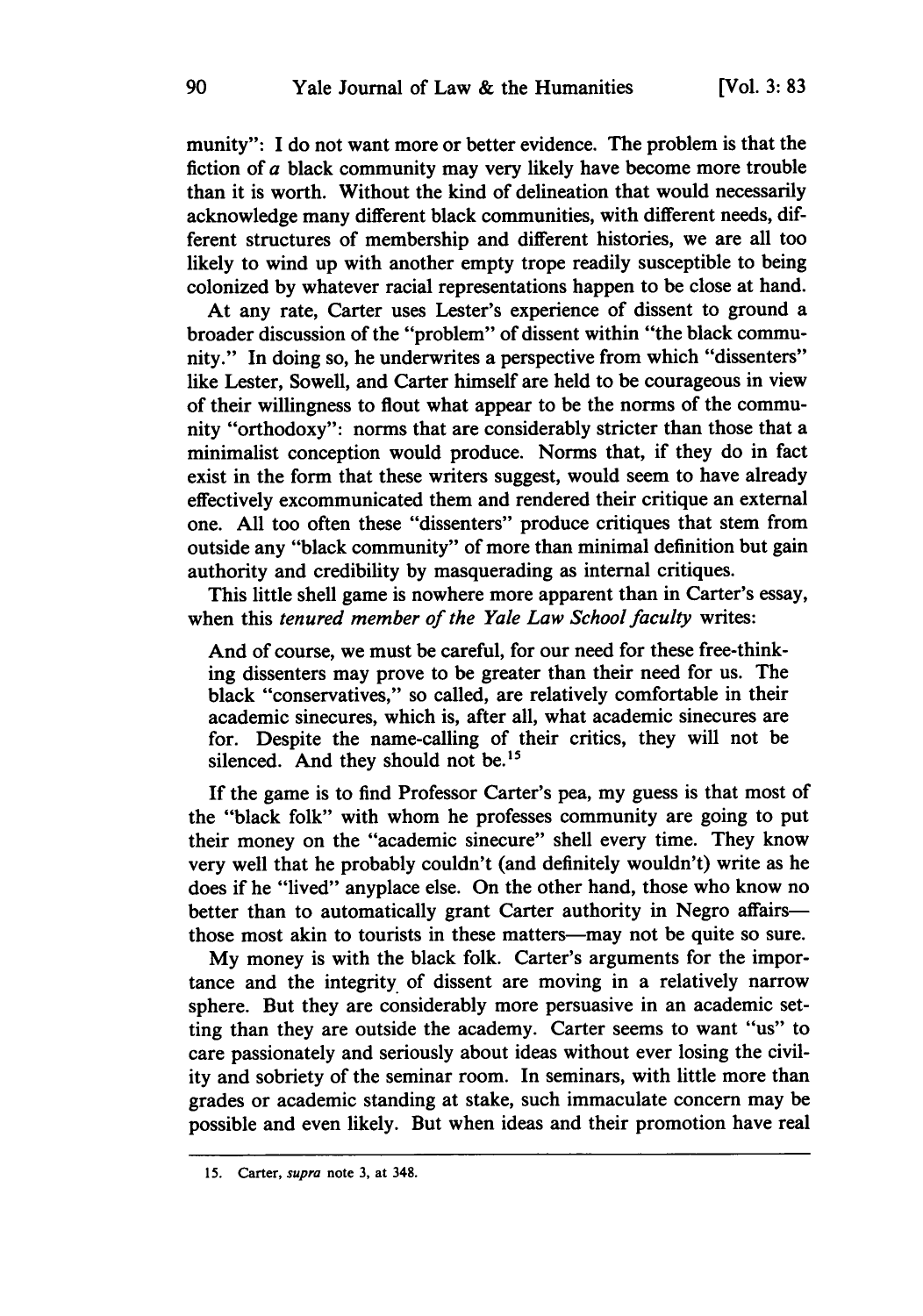munity": I do not want more or better evidence. The problem is that the fiction of *a* black community may very likely have become more trouble than it is worth. Without the kind of delineation that would necessarily acknowledge many different black communities, with different needs, different structures of membership and different histories, we are all too likely to wind up with another empty trope readily susceptible to being colonized by whatever racial representations happen to be close at hand.

At any rate, Carter uses Lester's experience of dissent to ground a broader discussion of the "problem" of dissent within "the black community." In doing so, he underwrites a perspective from which "dissenters" like Lester, Sowell, and Carter himself are held to be courageous in view of their willingness to flout what appear to be the norms of the community "orthodoxy": norms that are considerably stricter than those that a minimalist conception would produce. Norms that, if they do in fact exist in the form that these writers suggest, would seem to have already effectively excommunicated them and rendered their critique an external one. All too often these "dissenters" produce critiques that stem from outside any "black community" of more than minimal definition but gain authority and credibility by masquerading as internal critiques.

This little shell game is nowhere more apparent than in Carter's essay, when this *tenured member of the Yale Law School faculty* writes:

> And of course, we must be careful, for our need for these free-thinking dissenters may prove to be greater than their need for us. The black "conservatives," so called, are relatively comfortable in their academic sinecures, which is, after all, what academic sinecures are for. Despite the name-calling of their critics, they will not be silenced. And they should not be.[15]

If the game is to find Professor Carter's pea, my guess is that most of the "black folk" with whom he professes community are going to put their money on the "academic sinecure" shell every time. They know very well that he probably couldn't (and definitely wouldn't) write as he does if he "lived" anyplace else. On the other hand, those who know no better than to automatically grant Carter authority in Negro affairs—those most akin to tourists in these matters—may not be quite so sure.

My money is with the black folk. Carter's arguments for the importance and the integrity of dissent are moving in a relatively narrow sphere. But they are considerably more persuasive in an academic setting than they are outside the academy. Carter seems to want "us" to care passionately and seriously about ideas without ever losing the civility and sobriety of the seminar room. In seminars, with little more than grades or academic standing at stake, such immaculate concern may be possible and even likely. But when ideas and their promotion have real

---

15. Carter, *supra* note 3, at 348.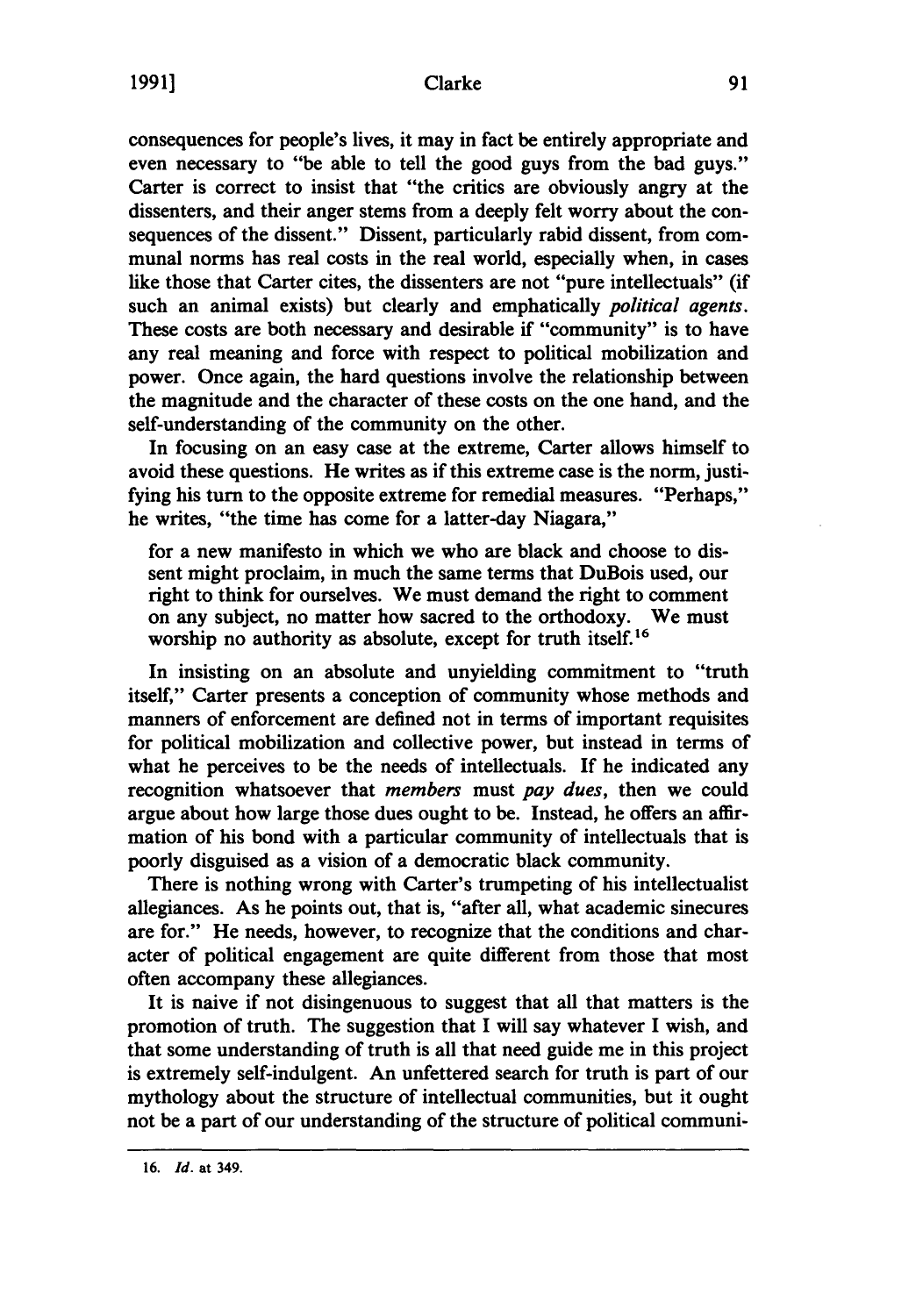consequences for people's lives, it may in fact be entirely appropriate and even necessary to "be able to tell the good guys from the bad guys." Carter is correct to insist that "the critics are obviously angry at the dissenters, and their anger stems from a deeply felt worry about the consequences of the dissent." Dissent, particularly rabid dissent, from communal norms has real costs in the real world, especially when, in cases like those that Carter cites, the dissenters are not "pure intellectuals" (if such an animal exists) but clearly and emphatically *political agents*. These costs are both necessary and desirable if "community" is to have any real meaning and force with respect to political mobilization and power. Once again, the hard questions involve the relationship between the magnitude and the character of these costs on the one hand, and the self-understanding of the community on the other.

In focusing on an easy case at the extreme, Carter allows himself to avoid these questions. He writes as if this extreme case is the norm, justifying his turn to the opposite extreme for remedial measures. "Perhaps," he writes, "the time has come for a latter-day Niagara,"

> for a new manifesto in which we who are black and choose to dissent might proclaim, in much the same terms that DuBois used, our right to think for ourselves. We must demand the right to comment on any subject, no matter how sacred to the orthodoxy. We must worship no authority as absolute, except for truth itself.[16]

In insisting on an absolute and unyielding commitment to "truth itself," Carter presents a conception of community whose methods and manners of enforcement are defined not in terms of important requisites for political mobilization and collective power, but instead in terms of what he perceives to be the needs of intellectuals. If he indicated any recognition whatsoever that *members* must *pay dues*, then we could argue about how large those dues ought to be. Instead, he offers an affirmation of his bond with a particular community of intellectuals that is poorly disguised as a vision of a democratic black community.

There is nothing wrong with Carter's trumpeting of his intellectualist allegiances. As he points out, that is, "after all, what academic sinecures are for." He needs, however, to recognize that the conditions and character of political engagement are quite different from those that most often accompany these allegiances.

It is naive if not disingenuous to suggest that all that matters is the promotion of truth. The suggestion that I will say whatever I wish, and that some understanding of truth is all that need guide me in this project is extremely self-indulgent. An unfettered search for truth is part of our mythology about the structure of intellectual communities, but it ought not be a part of our understanding of the structure of political communi-

---

16. *Id.* at 349.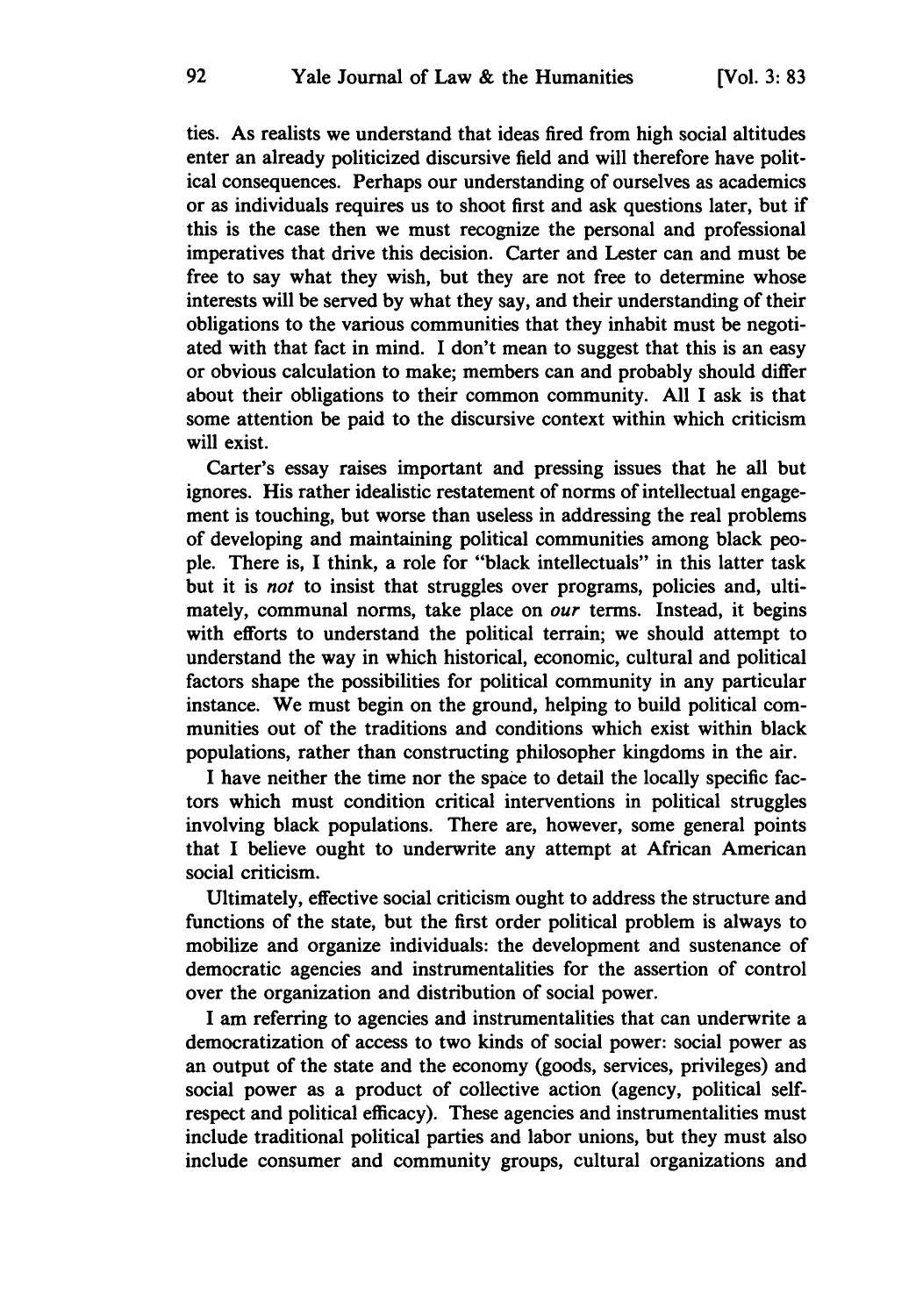ties. As realists we understand that ideas fired from high social altitudes enter an already politicized discursive field and will therefore have political consequences. Perhaps our understanding of ourselves as academics or as individuals requires us to shoot first and ask questions later, but if this is the case then we must recognize the personal and professional imperatives that drive this decision. Carter and Lester can and must be free to say what they wish, but they are not free to determine whose interests will be served by what they say, and their understanding of their obligations to the various communities that they inhabit must be negotiated with that fact in mind. I don't mean to suggest that this is an easy or obvious calculation to make; members can and probably should differ about their obligations to their common community. All I ask is that some attention be paid to the discursive context within which criticism will exist.

Carter's essay raises important and pressing issues that he all but ignores. His rather idealistic restatement of norms of intellectual engagement is touching, but worse than useless in addressing the real problems of developing and maintaining political communities among black people. There is, I think, a role for "black intellectuals" in this latter task but it is *not* to insist that struggles over programs, policies and, ultimately, communal norms, take place on *our* terms. Instead, it begins with efforts to understand the political terrain; we should attempt to understand the way in which historical, economic, cultural and political factors shape the possibilities for political community in any particular instance. We must begin on the ground, helping to build political communities out of the traditions and conditions which exist within black populations, rather than constructing philosopher kingdoms in the air.

I have neither the time nor the space to detail the locally specific factors which must condition critical interventions in political struggles involving black populations. There are, however, some general points that I believe ought to underwrite any attempt at African American social criticism.

Ultimately, effective social criticism ought to address the structure and functions of the state, but the first order political problem is always to mobilize and organize individuals: the development and sustenance of democratic agencies and instrumentalities for the assertion of control over the organization and distribution of social power.

I am referring to agencies and instrumentalities that can underwrite a democratization of access to two kinds of social power: social power as an output of the state and the economy (goods, services, privileges) and social power as a product of collective action (agency, political self-respect and political efficacy). These agencies and instrumentalities must include traditional political parties and labor unions, but they must also include consumer and community groups, cultural organizations and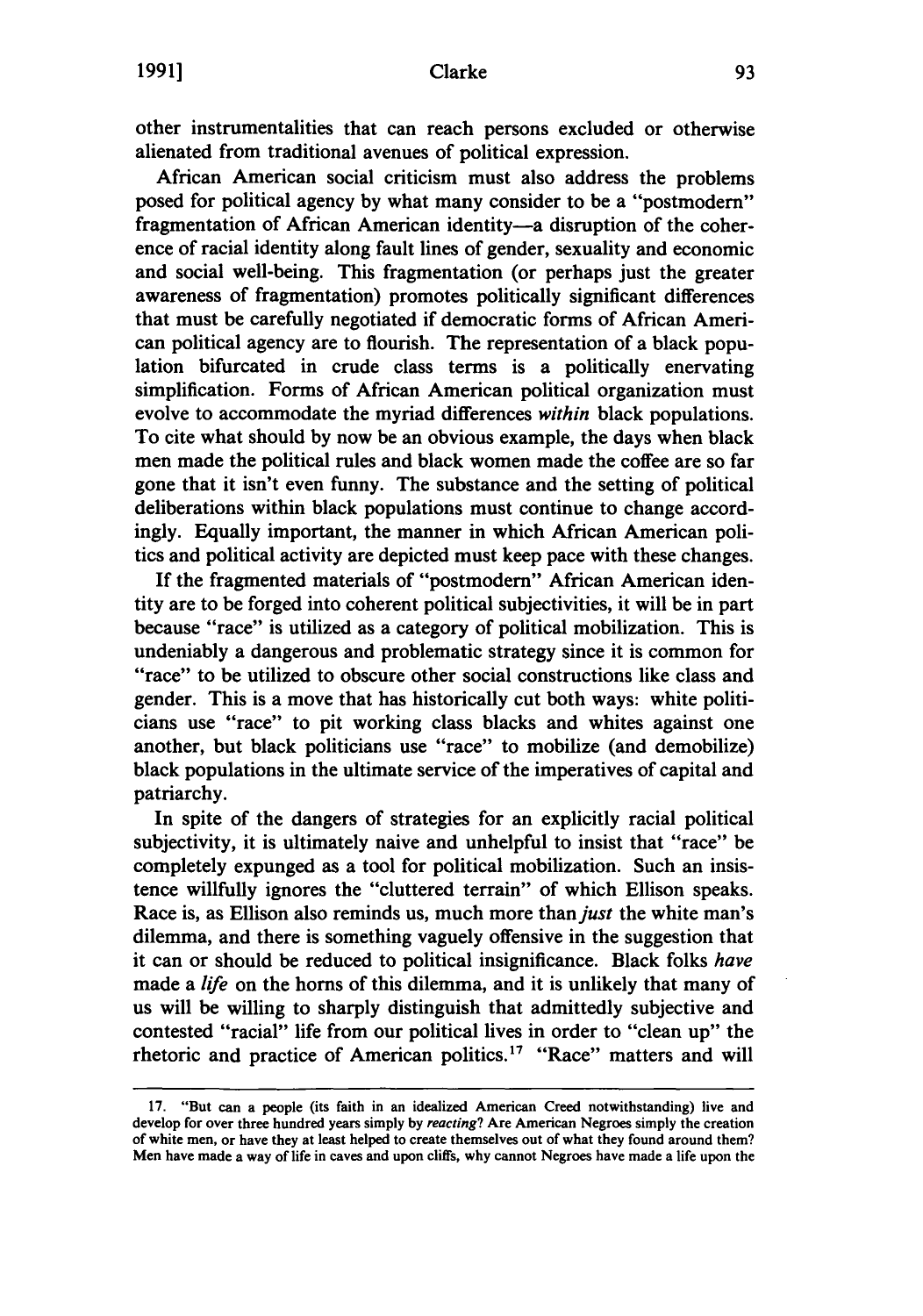other instrumentalities that can reach persons excluded or otherwise alienated from traditional avenues of political expression.

African American social criticism must also address the problems posed for political agency by what many consider to be a "postmodern" fragmentation of African American identity—a disruption of the coherence of racial identity along fault lines of gender, sexuality and economic and social well-being. This fragmentation (or perhaps just the greater awareness of fragmentation) promotes politically significant differences that must be carefully negotiated if democratic forms of African American political agency are to flourish. The representation of a black population bifurcated in crude class terms is a politically enervating simplification. Forms of African American political organization must evolve to accommodate the myriad differences *within* black populations. To cite what should by now be an obvious example, the days when black men made the political rules and black women made the coffee are so far gone that it isn't even funny. The substance and the setting of political deliberations within black populations must continue to change accordingly. Equally important, the manner in which African American politics and political activity are depicted must keep pace with these changes.

If the fragmented materials of "postmodern" African American identity are to be forged into coherent political subjectivities, it will be in part because "race" is utilized as a category of political mobilization. This is undeniably a dangerous and problematic strategy since it is common for "race" to be utilized to obscure other social constructions like class and gender. This is a move that has historically cut both ways: white politicians use "race" to pit working class blacks and whites against one another, but black politicians use "race" to mobilize (and demobilize) black populations in the ultimate service of the imperatives of capital and patriarchy.

In spite of the dangers of strategies for an explicitly racial political subjectivity, it is ultimately naive and unhelpful to insist that "race" be completely expunged as a tool for political mobilization. Such an insistence willfully ignores the "cluttered terrain" of which Ellison speaks. Race is, as Ellison also reminds us, much more than *just* the white man's dilemma, and there is something vaguely offensive in the suggestion that it can or should be reduced to political insignificance. Black folks *have* made a *life* on the horns of this dilemma, and it is unlikely that many of us will be willing to sharply distinguish that admittedly subjective and contested "racial" life from our political lives in order to "clean up" the rhetoric and practice of American politics.[17] "Race" matters and will

17. "But can a people (its faith in an idealized American Creed notwithstanding) live and develop for over three hundred years simply by *reacting*? Are American Negroes simply the creation of white men, or have they at least helped to create themselves out of what they found around them? Men have made a way of life in caves and upon cliffs, why cannot Negroes have made a life upon the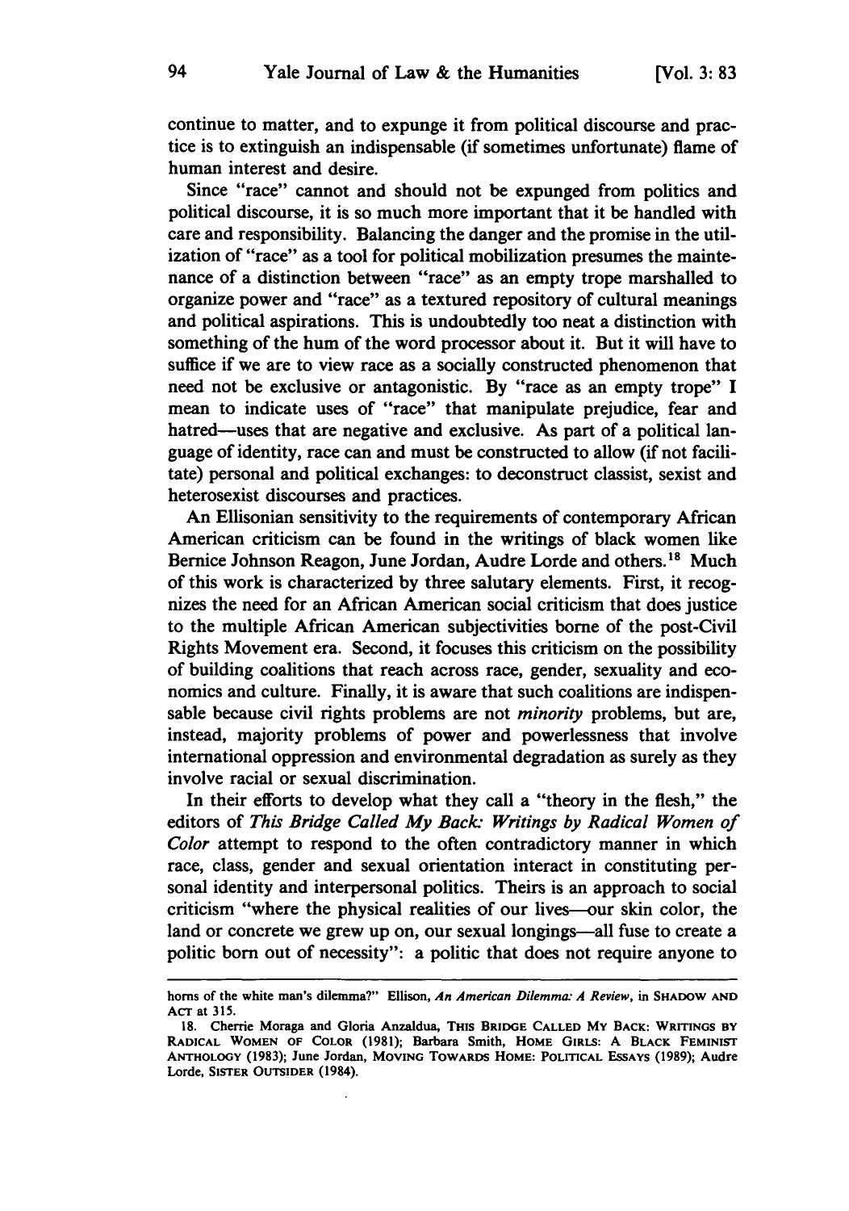continue to matter, and to expunge it from political discourse and practice is to extinguish an indispensable (if sometimes unfortunate) flame of human interest and desire.

Since "race" cannot and should not be expunged from politics and political discourse, it is so much more important that it be handled with care and responsibility. Balancing the danger and the promise in the utilization of "race" as a tool for political mobilization presumes the maintenance of a distinction between "race" as an empty trope marshalled to organize power and "race" as a textured repository of cultural meanings and political aspirations. This is undoubtedly too neat a distinction with something of the hum of the word processor about it. But it will have to suffice if we are to view race as a socially constructed phenomenon that need not be exclusive or antagonistic. By "race as an empty trope" I mean to indicate uses of "race" that manipulate prejudice, fear and hatred—uses that are negative and exclusive. As part of a political language of identity, race can and must be constructed to allow (if not facilitate) personal and political exchanges: to deconstruct classist, sexist and heterosexist discourses and practices.

An Ellisonian sensitivity to the requirements of contemporary African American criticism can be found in the writings of black women like Bernice Johnson Reagon, June Jordan, Audre Lorde and others.[18] Much of this work is characterized by three salutary elements. First, it recognizes the need for an African American social criticism that does justice to the multiple African American subjectivities borne of the post-Civil Rights Movement era. Second, it focuses this criticism on the possibility of building coalitions that reach across race, gender, sexuality and economics and culture. Finally, it is aware that such coalitions are indispensable because civil rights problems are not *minority* problems, but are, instead, majority problems of power and powerlessness that involve international oppression and environmental degradation as surely as they involve racial or sexual discrimination.

In their efforts to develop what they call a "theory in the flesh," the editors of *This Bridge Called My Back: Writings by Radical Women of Color* attempt to respond to the often contradictory manner in which race, class, gender and sexual orientation interact in constituting personal identity and interpersonal politics. Theirs is an approach to social criticism "where the physical realities of our lives—our skin color, the land or concrete we grew up on, our sexual longings—all fuse to create a politic born out of necessity": a politic that does not require anyone to

---

horns of the white man's dilemma?" Ellison, *An American Dilemma: A Review*, in SHADOW AND ACT at 315.

18. Cherrie Moraga and Gloria Anzaldua, THIS BRIDGE CALLED MY BACK: WRITINGS BY RADICAL WOMEN OF COLOR (1981); Barbara Smith, HOME GIRLS: A BLACK FEMINIST ANTHOLOGY (1983); June Jordan, MOVING TOWARDS HOME: POLITICAL ESSAYS (1989); Audre Lorde, SISTER OUTSIDER (1984).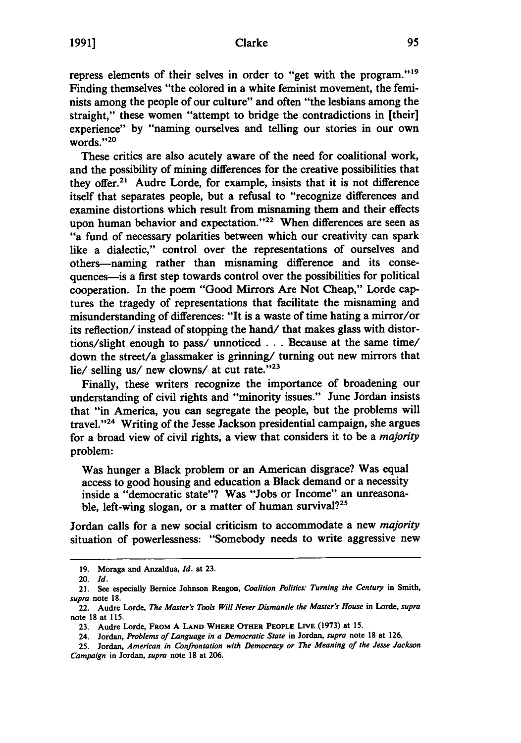repress elements of their selves in order to "get with the program."[19] Finding themselves "the colored in a white feminist movement, the feminists among the people of our culture" and often "the lesbians among the straight," these women "attempt to bridge the contradictions in [their] experience" by "naming ourselves and telling our stories in our own words."[20]

These critics are also acutely aware of the need for coalitional work, and the possibility of mining differences for the creative possibilities that they offer.[21] Audre Lorde, for example, insists that it is not difference itself that separates people, but a refusal to "recognize differences and examine distortions which result from misnaming them and their effects upon human behavior and expectation."[22] When differences are seen as "a fund of necessary polarities between which our creativity can spark like a dialectic," control over the representations of ourselves and others—naming rather than misnaming difference and its consequences—is a first step towards control over the possibilities for political cooperation. In the poem "Good Mirrors Are Not Cheap," Lorde captures the tragedy of representations that facilitate the misnaming and misunderstanding of differences: "It is a waste of time hating a mirror/or its reflection/ instead of stopping the hand/ that makes glass with distortions/slight enough to pass/ unnoticed . . . Because at the same time/ down the street/a glassmaker is grinning/ turning out new mirrors that lie/ selling us/ new clowns/ at cut rate."[23]

Finally, these writers recognize the importance of broadening our understanding of civil rights and "minority issues." June Jordan insists that "in America, you can segregate the people, but the problems will travel."[24] Writing of the Jesse Jackson presidential campaign, she argues for a broad view of civil rights, a view that considers it to be a *majority* problem:

> Was hunger a Black problem or an American disgrace? Was equal access to good housing and education a Black demand or a necessity inside a "democratic state"? Was "Jobs or Income" an unreasonable, left-wing slogan, or a matter of human survival?[25]

Jordan calls for a new social criticism to accommodate a new *majority* situation of powerlessness: "Somebody needs to write aggressive new

---

19. Moraga and Anzaldua, *Id.* at 23.

20. *Id.*

21. See especially Bernice Johnson Reagon, *Coalition Politics: Turning the Century* in Smith, *supra* note 18.

22. Audre Lorde, *The Master's Tools Will Never Dismantle the Master's House* in Lorde, *supra* note 18 at 115.

23. Audre Lorde, FROM A LAND WHERE OTHER PEOPLE LIVE (1973) at 15.

24. Jordan, *Problems of Language in a Democratic State* in Jordan, *supra* note 18 at 126.

25. Jordan, *American in Confrontation with Democracy or The Meaning of the Jesse Jackson Campaign* in Jordan, *supra* note 18 at 206.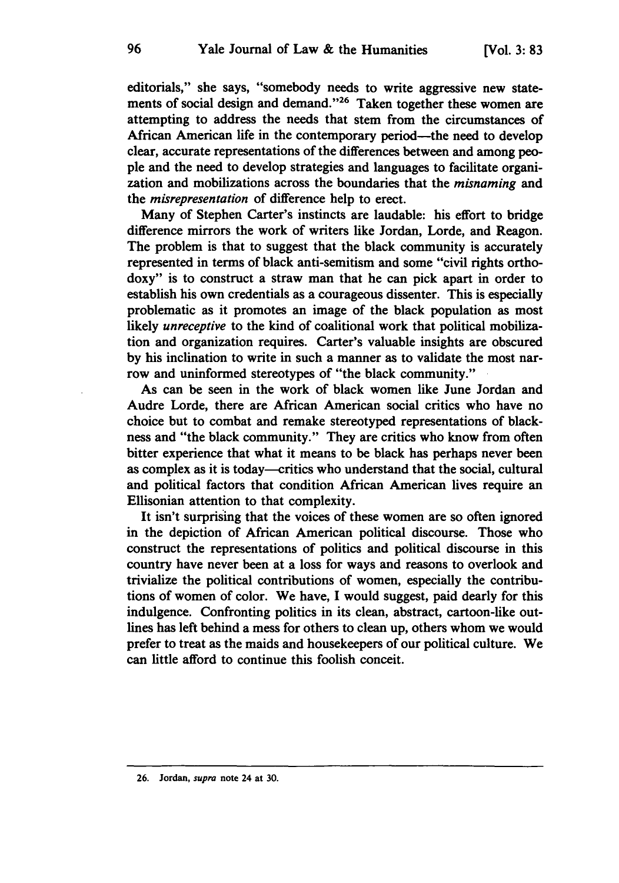editorials," she says, "somebody needs to write aggressive new statements of social design and demand."[26] Taken together these women are attempting to address the needs that stem from the circumstances of African American life in the contemporary period—the need to develop clear, accurate representations of the differences between and among people and the need to develop strategies and languages to facilitate organization and mobilizations across the boundaries that the *misnaming* and the *misrepresentation* of difference help to erect.

Many of Stephen Carter's instincts are laudable: his effort to bridge difference mirrors the work of writers like Jordan, Lorde, and Reagon. The problem is that to suggest that the black community is accurately represented in terms of black anti-semitism and some "civil rights orthodoxy" is to construct a straw man that he can pick apart in order to establish his own credentials as a courageous dissenter. This is especially problematic as it promotes an image of the black population as most likely *unreceptive* to the kind of coalitional work that political mobilization and organization requires. Carter's valuable insights are obscured by his inclination to write in such a manner as to validate the most narrow and uninformed stereotypes of "the black community."

As can be seen in the work of black women like June Jordan and Audre Lorde, there are African American social critics who have no choice but to combat and remake stereotyped representations of blackness and "the black community." They are critics who know from often bitter experience that what it means to be black has perhaps never been as complex as it is today—critics who understand that the social, cultural and political factors that condition African American lives require an Ellisonian attention to that complexity.

It isn't surprising that the voices of these women are so often ignored in the depiction of African American political discourse. Those who construct the representations of politics and political discourse in this country have never been at a loss for ways and reasons to overlook and trivialize the political contributions of women, especially the contributions of women of color. We have, I would suggest, paid dearly for this indulgence. Confronting politics in its clean, abstract, cartoon-like outlines has left behind a mess for others to clean up, others whom we would prefer to treat as the maids and housekeepers of our political culture. We can little afford to continue this foolish conceit.

---

26. Jordan, *supra* note 24 at 30.